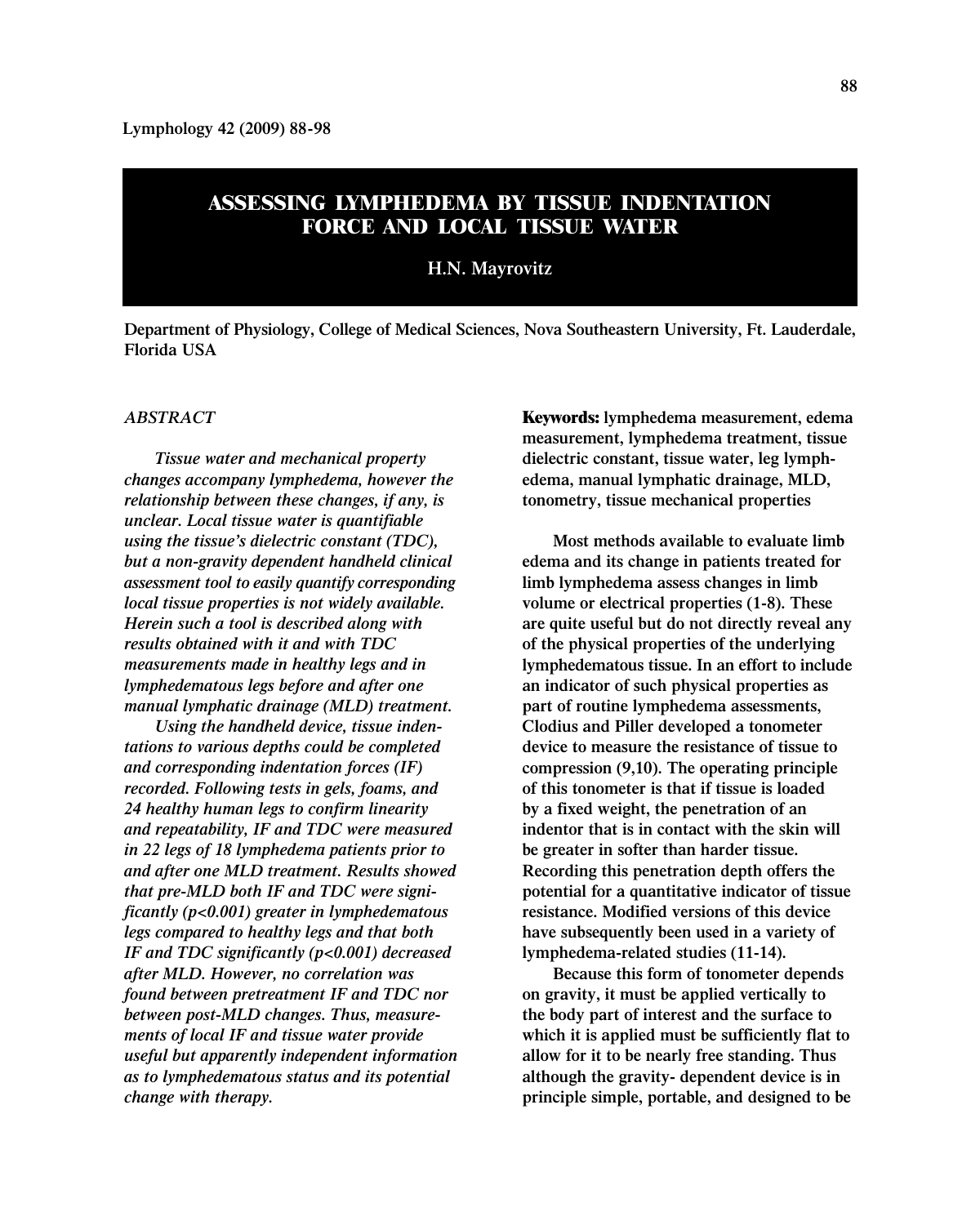# ASSESSING LYMPHEDEMA BY TISSUE INDENTATION FORCE AND LOCAL TISSUE WATER

**H.N. Mayrovitz**

Department of Physiology, College of Medical Sciences, Nova Southeastern University, Ft. Lauderdale, Florida USA

## *ABSTRACT*

*Tissue water and mechanical property changes accompany lymphedema, however the relationship between these changes, if any, is unclear. Local tissue water is quantifiable using the tissue's dielectric constant (TDC), but a non-gravity dependent handheld clinical assessment tool to easily quantify corresponding local tissue properties is not widely available. Herein such a tool is described along with results obtained with it and with TDC measurements made in healthy legs and in lymphedematous legs before and after one manual lymphatic drainage (MLD) treatment.*

*Using the handheld device, tissue indentations to various depths could be completed and corresponding indentation forces (IF) recorded. Following tests in gels, foams, and 24 healthy human legs to confirm linearity and repeatability, IF and TDC were measured in 22 legs of 18 lymphedema patients prior to and after one MLD treatment. Results showed that pre-MLD both IF and TDC were significantly (p<0.001) greater in lymphedematous legs compared to healthy legs and that both IF and TDC significantly (p<0.001) decreased after MLD. However, no correlation was found between pretreatment IF and TDC nor between post-MLD changes. Thus, measurements of local IF and tissue water provide useful but apparently independent information as to lymphedematous status and its potential change with therapy.*

**Keywords:** lymphedema measurement, edema measurement, lymphedema treatment, tissue dielectric constant, tissue water, leg lymphedema, manual lymphatic drainage, MLD, tonometry, tissue mechanical properties

Most methods available to evaluate limb edema and its change in patients treated for limb lymphedema assess changes in limb volume or electrical properties (1-8). These are quite useful but do not directly reveal any of the physical properties of the underlying lymphedematous tissue. In an effort to include an indicator of such physical properties as part of routine lymphedema assessments, Clodius and Piller developed a tonometer device to measure the resistance of tissue to compression (9,10). The operating principle of this tonometer is that if tissue is loaded by a fixed weight, the penetration of an indentor that is in contact with the skin will be greater in softer than harder tissue. Recording this penetration depth offers the potential for a quantitative indicator of tissue resistance. Modified versions of this device have subsequently been used in a variety of lymphedema-related studies (11-14).

Because this form of tonometer depends on gravity, it must be applied vertically to the body part of interest and the surface to which it is applied must be sufficiently flat to allow for it to be nearly free standing. Thus although the gravity- dependent device is in principle simple, portable, and designed to be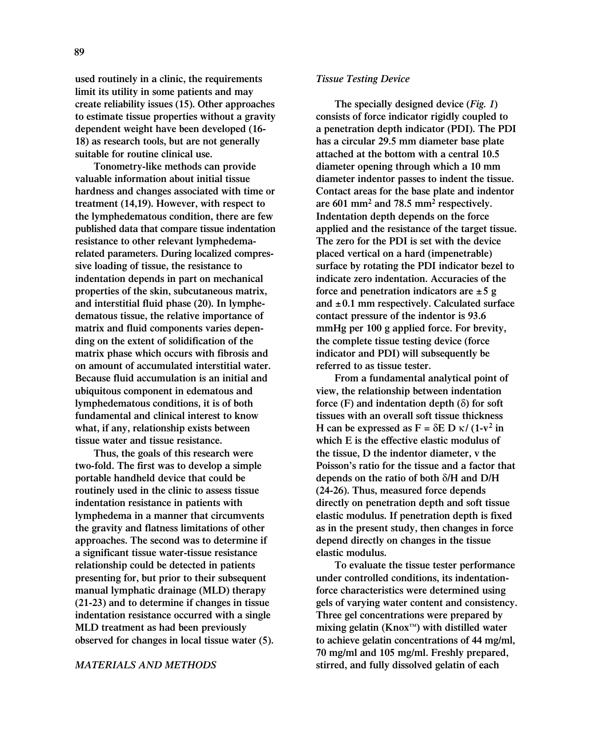used routinely in a clinic, the requirements limit its utility in some patients and may create reliability issues (15). Other approaches to estimate tissue properties without a gravity dependent weight have been developed (16-18) as research tools, but are not generally suitable for routine clinical use.

Tonometry-like methods can provide valuable information about initial tissue hardness and changes associated with time or treatment (14,19). However, with respect to the lymphedematous condition, there are few published data that compare tissue indentation resistance to other relevant lymphedema-related parameters. During localized compressive loading of tissue, the resistance to indentation depends in part on mechanical properties of the skin, subcutaneous matrix, and interstitial fluid phase (20). In lymphedematous tissue, the relative importance of matrix and fluid components varies depending on the extent of solidification of the matrix phase which occurs with fibrosis and on amount of accumulated interstitial water. Because fluid accumulation is an initial and ubiquitous component in edematous and lymphedematous conditions, it is of both fundamental and clinical interest to know what, if any, relationship exists between tissue water and tissue resistance.

Thus, the goals of this research were two-fold. The first was to develop a simple portable handheld device that could be routinely used in the clinic to assess tissue indentation resistance in patients with lymphedema in a manner that circumvents the gravity and flatness limitations of other approaches. The second was to determine if a significant tissue water-tissue resistance relationship could be detected in patients presenting for, but prior to their subsequent manual lymphatic drainage (MLD) therapy (21-23) and to determine if changes in tissue indentation resistance occurred with a single MLD treatment as had been previously observed for changes in local tissue water (5).

## MATERIALS AND METHODS

### *Tissue Testing Device*

The specially designed device (***Fig. 1***) consists of force indicator rigidly coupled to a penetration depth indicator (PDI). The PDI has a circular 29.5 mm diameter base plate attached at the bottom with a central 10.5 diameter opening through which a 10 mm diameter indentor passes to indent the tissue. Contact areas for the base plate and indentor are 601 $mm^2$ and 78.5 $mm^2$ respectively. Indentation depth depends on the force applied and the resistance of the target tissue. The zero for the PDI is set with the device placed vertical on a hard (impenetrable) surface by rotating the PDI indicator bezel to indicate zero indentation. Accuracies of the force and penetration indicators are ±5 g and ±0.1 mm respectively. Calculated surface contact pressure of the indentor is 93.6 mmHg per 100 g applied force. For brevity, the complete tissue testing device (force indicator and PDI) will subsequently be referred to as tissue tester.

From a fundamental analytical point of view, the relationship between indentation force (F) and indentation depth ($\delta$) for soft tissues with an overall soft tissue thickness H can be expressed as $F = \delta E D \kappa / (1-v^2$ in which E is the effective elastic modulus of the tissue, D the indentor diameter, v the Poisson's ratio for the tissue and a factor that depends on the ratio of both $\delta/H$ and $D/H$ (24-26). Thus, measured force depends directly on penetration depth and soft tissue elastic modulus. If penetration depth is fixed as in the present study, then changes in force depend directly on changes in the tissue elastic modulus.

To evaluate the tissue tester performance under controlled conditions, its indentation-force characteristics were determined using gels of varying water content and consistency. Three gel concentrations were prepared by mixing gelatin (Knox™) with distilled water to achieve gelatin concentrations of 44 mg/ml, 70 mg/ml and 105 mg/ml. Freshly prepared, stirred, and fully dissolved gelatin of each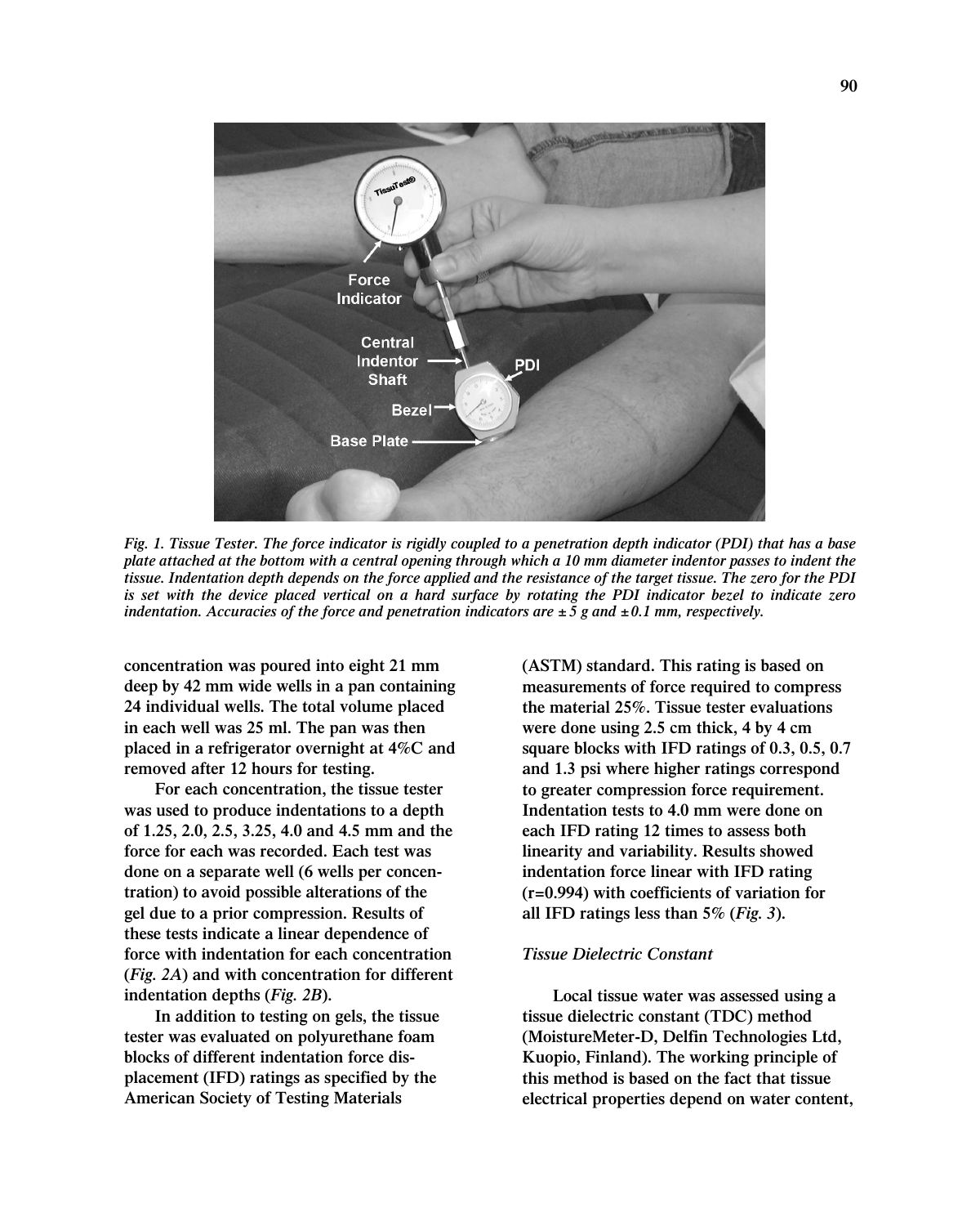*Fig. 1. Tissue Tester. The force indicator is rigidly coupled to a penetration depth indicator (PDI) that has a base plate attached at the bottom with a central opening through which a 10 mm diameter indentor passes to indent the tissue. Indentation depth depends on the force applied and the resistance of the target tissue. The zero for the PDI is set with the device placed vertical on a hard surface by rotating the PDI indicator bezel to indicate zero indentation. Accuracies of the force and penetration indicators are ± 5 g and ± 0.1 mm, respectively.*

concentration was poured into eight 21 mm deep by 42 mm wide wells in a pan containing 24 individual wells. The total volume placed in each well was 25 ml. The pan was then placed in a refrigerator overnight at 4%C and removed after 12 hours for testing.

For each concentration, the tissue tester was used to produce indentations to a depth of 1.25, 2.0, 2.5, 3.25, 4.0 and 4.5 mm and the force for each was recorded. Each test was done on a separate well (6 wells per concentration) to avoid possible alterations of the gel due to a prior compression. Results of these tests indicate a linear dependence of force with indentation for each concentration (*Fig. 2A*) and with concentration for different indentation depths (*Fig. 2B*).

In addition to testing on gels, the tissue tester was evaluated on polyurethane foam blocks of different indentation force displacement (IFD) ratings as specified by the American Society of Testing Materials (ASTM) standard. This rating is based on measurements of force required to compress the material 25%. Tissue tester evaluations were done using 2.5 cm thick, 4 by 4 cm square blocks with IFD ratings of 0.3, 0.5, 0.7 and 1.3 psi where higher ratings correspond to greater compression force requirement. Indentation tests to 4.0 mm were done on each IFD rating 12 times to assess both linearity and variability. Results showed indentation force linear with IFD rating ($r=0.994$) with coefficients of variation for all IFD ratings less than 5% (*Fig. 3*).

### *Tissue Dielectric Constant*

Local tissue water was assessed using a tissue dielectric constant (TDC) method (MoistureMeter-D, Delfin Technologies Ltd, Kuopio, Finland). The working principle of this method is based on the fact that tissue electrical properties depend on water content,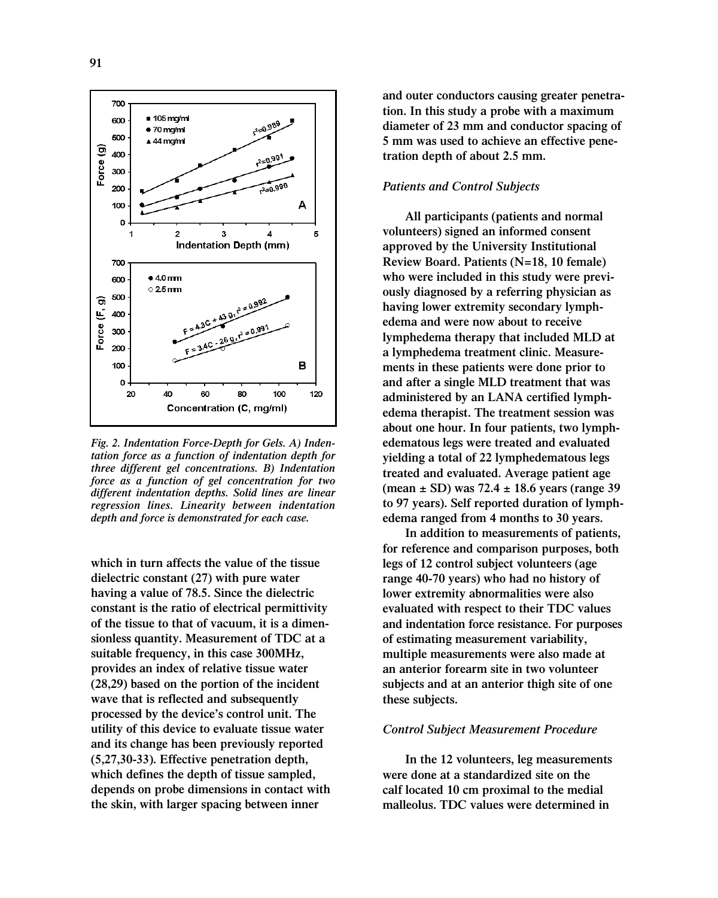*Fig. 2. Indentation Force-Depth for Gels. A) Indentation force as a function of indentation depth for three different gel concentrations. B) Indentation force as a function of gel concentration for two different indentation depths. Solid lines are linear regression lines. Linearity between indentation depth and force is demonstrated for each case.*

which in turn affects the value of the tissue dielectric constant (27) with pure water having a value of 78.5. Since the dielectric constant is the ratio of electrical permittivity of the tissue to that of vacuum, it is a dimensionless quantity. Measurement of TDC at a suitable frequency, in this case 300MHz, provides an index of relative tissue water (28,29) based on the portion of the incident wave that is reflected and subsequently processed by the device's control unit. The utility of this device to evaluate tissue water and its change has been previously reported (5,27,30-33). Effective penetration depth, which defines the depth of tissue sampled, depends on probe dimensions in contact with the skin, with larger spacing between inner and outer conductors causing greater penetration. In this study a probe with a maximum diameter of 23 mm and conductor spacing of 5 mm was used to achieve an effective penetration depth of about 2.5 mm.

### *Patients and Control Subjects*

All participants (patients and normal volunteers) signed an informed consent approved by the University Institutional Review Board. Patients (N=18, 10 female) who were included in this study were previously diagnosed by a referring physician as having lower extremity secondary lymphedema and were now about to receive lymphedema therapy that included MLD at a lymphedema treatment clinic. Measurements in these patients were done prior to and after a single MLD treatment that was administered by an LANA certified lymphedema therapist. The treatment session was about one hour. In four patients, two lymphedematous legs were treated and evaluated yielding a total of 22 lymphedematous legs treated and evaluated. Average patient age (mean ± SD) was 72.4 ± 18.6 years (range 39 to 97 years). Self reported duration of lymphedema ranged from 4 months to 30 years.

In addition to measurements of patients, for reference and comparison purposes, both legs of 12 control subject volunteers (age range 40-70 years) who had no history of lower extremity abnormalities were also evaluated with respect to their TDC values and indentation force resistance. For purposes of estimating measurement variability, multiple measurements were also made at an anterior forearm site in two volunteer subjects and at an anterior thigh site of one these subjects.

### *Control Subject Measurement Procedure*

In the 12 volunteers, leg measurements were done at a standardized site on the calf located 10 cm proximal to the medial malleolus. TDC values were determined in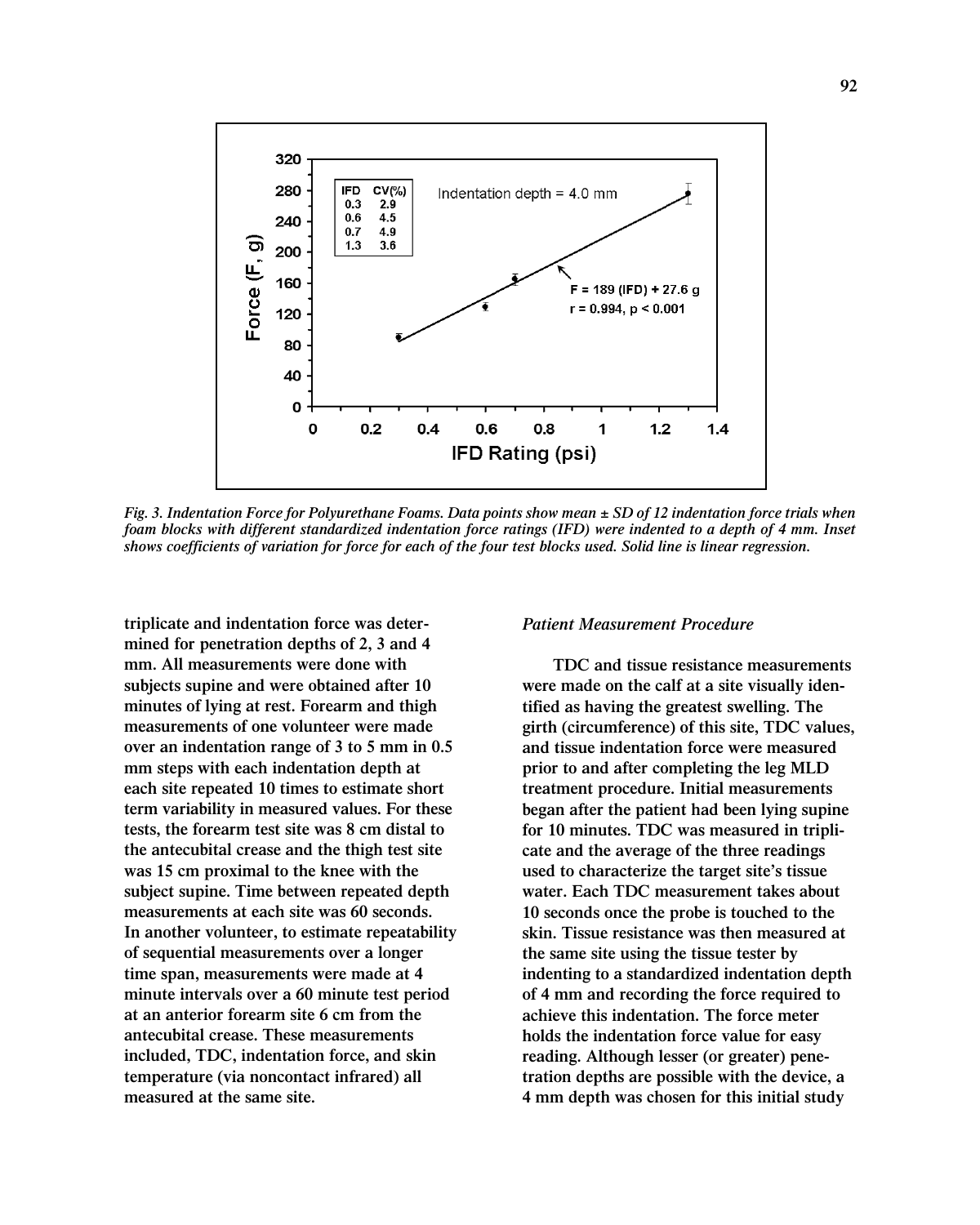*Fig. 3. Indentation Force for Polyurethane Foams. Data points show mean ± SD of 12 indentation force trials when foam blocks with different standardized indentation force ratings (IFD) were indented to a depth of 4 mm. Inset shows coefficients of variation for force for each of the four test blocks used. Solid line is linear regression.*

triplicate and indentation force was determined for penetration depths of 2, 3 and 4 mm. All measurements were done with subjects supine and were obtained after 10 minutes of lying at rest. Forearm and thigh measurements of one volunteer were made over an indentation range of 3 to 5 mm in 0.5 mm steps with each indentation depth at each site repeated 10 times to estimate short term variability in measured values. For these tests, the forearm test site was 8 cm distal to the antecubital crease and the thigh test site was 15 cm proximal to the knee with the subject supine. Time between repeated depth measurements at each site was 60 seconds. In another volunteer, to estimate repeatability of sequential measurements over a longer time span, measurements were made at 4 minute intervals over a 60 minute test period at an anterior forearm site 6 cm from the antecubital crease. These measurements included, TDC, indentation force, and skin temperature (via noncontact infrared) all measured at the same site.

### *Patient Measurement Procedure*

TDC and tissue resistance measurements were made on the calf at a site visually identified as having the greatest swelling. The girth (circumference) of this site, TDC values, and tissue indentation force were measured prior to and after completing the leg MLD treatment procedure. Initial measurements began after the patient had been lying supine for 10 minutes. TDC was measured in triplicate and the average of the three readings used to characterize the target site's tissue water. Each TDC measurement takes about 10 seconds once the probe is touched to the skin. Tissue resistance was then measured at the same site using the tissue tester by indenting to a standardized indentation depth of 4 mm and recording the force required to achieve this indentation. The force meter holds the indentation force value for easy reading. Although lesser (or greater) penetration depths are possible with the device, a 4 mm depth was chosen for this initial study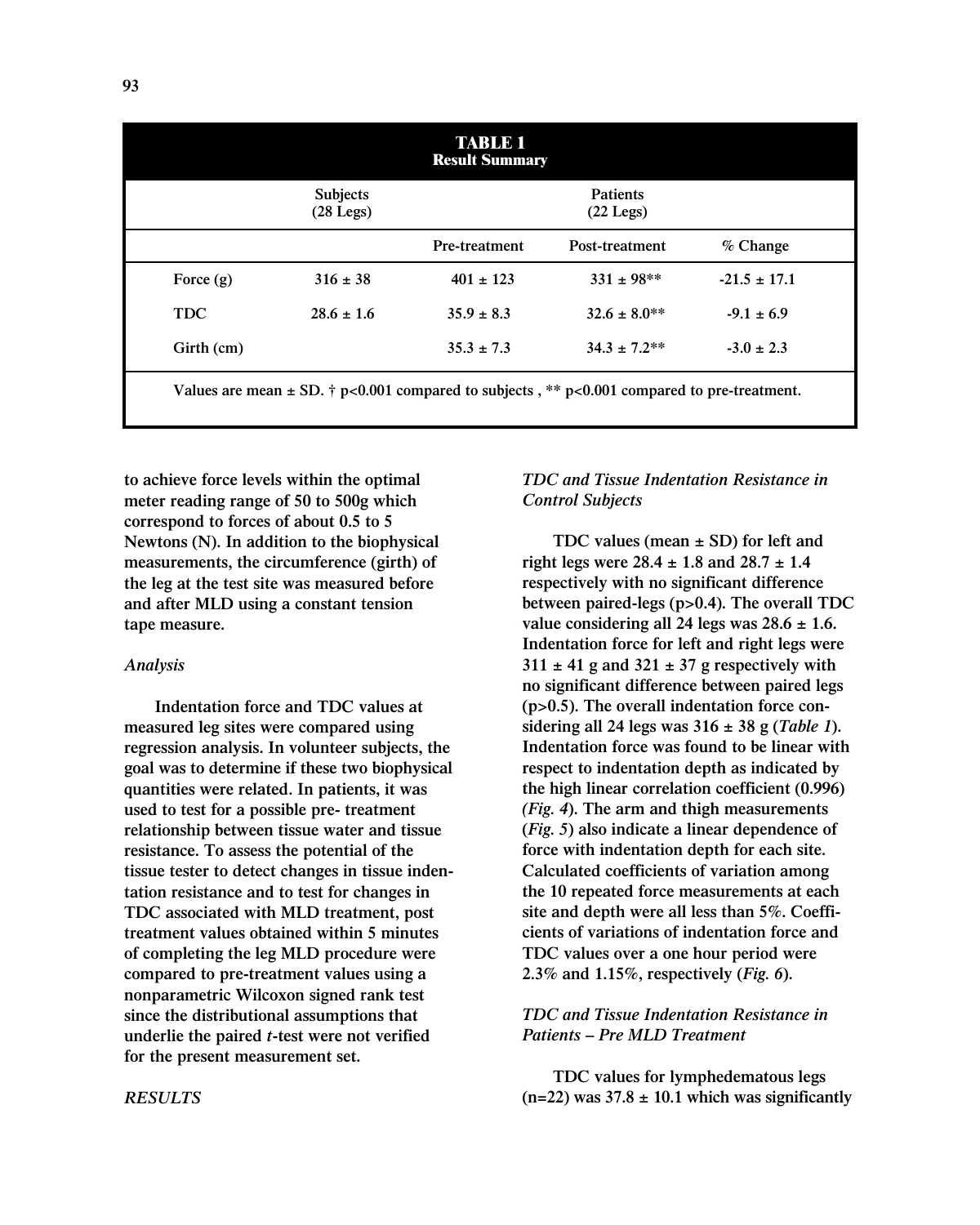**TABLE 1**
**Result Summary**

| | Subjects (28 Legs) | Patients (22 Legs) | | |
|---|---|---|---|---|
| | | Pre-treatment | Post-treatment | % Change |
| Force (g) | 316 ± 38 | 401 ± 123 | 331 ± 98** | -21.5 ± 17.1 |
| TDC | 28.6 ± 1.6 | 35.9 ± 8.3 | 32.6 ± 8.0** | -9.1 ± 6.9 |
| Girth (cm) | | 35.3 ± 7.3 | 34.3 ± 7.2** | -3.0 ± 2.3 |

Values are mean ± SD. † $p<0.001$ compared to subjects , ** $p<0.001$ compared to pre-treatment.

to achieve force levels within the optimal meter reading range of 50 to 500g which correspond to forces of about 0.5 to 5 Newtons (N). In addition to the biophysical measurements, the circumference (girth) of the leg at the test site was measured before and after MLD using a constant tension tape measure.

*Analysis*

Indentation force and TDC values at measured leg sites were compared using regression analysis. In volunteer subjects, the goal was to determine if these two biophysical quantities were related. In patients, it was used to test for a possible pre- treatment relationship between tissue water and tissue resistance. To assess the potential of the tissue tester to detect changes in tissue indentation resistance and to test for changes in TDC associated with MLD treatment, post treatment values obtained within 5 minutes of completing the leg MLD procedure were compared to pre-treatment values using a nonparametric Wilcoxon signed rank test since the distributional assumptions that underlie the paired *t*-test were not verified for the present measurement set.

*RESULTS*

*TDC and Tissue Indentation Resistance in Control Subjects*

TDC values (mean ± SD) for left and right legs were 28.4 ± 1.8 and 28.7 ± 1.4 respectively with no significant difference between paired-legs ($p>0.4$). The overall TDC value considering all 24 legs was 28.6 ± 1.6. Indentation force for left and right legs were 311 ± 41 g and 321 ± 37 g respectively with no significant difference between paired legs ($p>0.5$). The overall indentation force considering all 24 legs was 316 ± 38 g (*Table 1*). Indentation force was found to be linear with respect to indentation depth as indicated by the high linear correlation coefficient (0.996) *(Fig. 4)*. The arm and thigh measurements (*Fig. 5*) also indicate a linear dependence of force with indentation depth for each site. Calculated coefficients of variation among the 10 repeated force measurements at each site and depth were all less than 5%. Coefficients of variations of indentation force and TDC values over a one hour period were 2.3% and 1.15%, respectively (*Fig. 6*).

*TDC and Tissue Indentation Resistance in Patients – Pre MLD Treatment*

TDC values for lymphedematous legs (n=22) was 37.8 ± 10.1 which was significantly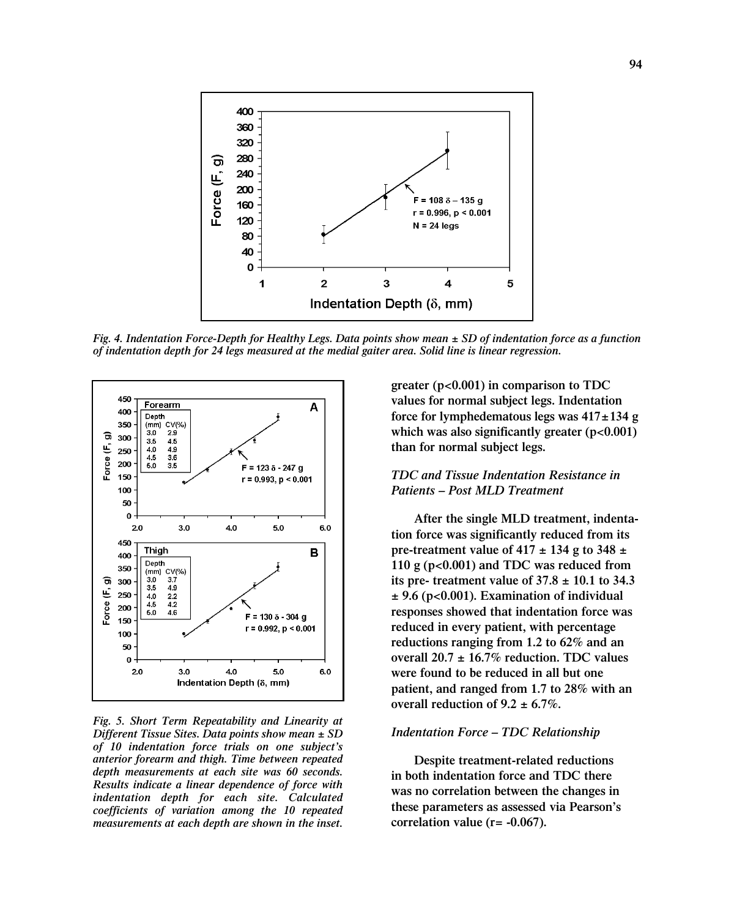*Fig. 4. Indentation Force-Depth for Healthy Legs. Data points show mean ± SD of indentation force as a function of indentation depth for 24 legs measured at the medial gaiter area. Solid line is linear regression.*

*Fig. 5. Short Term Repeatability and Linearity at Different Tissue Sites. Data points show mean ± SD of 10 indentation force trials on one subject's anterior forearm and thigh. Time between repeated depth measurements at each site was 60 seconds. Results indicate a linear dependence of force with indentation depth for each site. Calculated coefficients of variation among the 10 repeated measurements at each depth are shown in the inset.*

greater ($p<0.001$) in comparison to TDC values for normal subject legs. Indentation force for lymphedematous legs was 417±134 g which was also significantly greater ($p<0.001$) than for normal subject legs.

### *TDC and Tissue Indentation Resistance in Patients – Post MLD Treatment*

After the single MLD treatment, indentation force was significantly reduced from its pre-treatment value of 417 ± 134 g to 348 ± 110 g ($p<0.001$) and TDC was reduced from its pre- treatment value of 37.8 ± 10.1 to 34.3 ± 9.6 ($p<0.001$). Examination of individual responses showed that indentation force was reduced in every patient, with percentage reductions ranging from 1.2 to 62% and an overall 20.7 ± 16.7% reduction. TDC values were found to be reduced in all but one patient, and ranged from 1.7 to 28% with an overall reduction of 9.2 ± 6.7%.

### *Indentation Force – TDC Relationship*

Despite treatment-related reductions in both indentation force and TDC there was no correlation between the changes in these parameters as assessed via Pearson's correlation value ($r= -0.067$).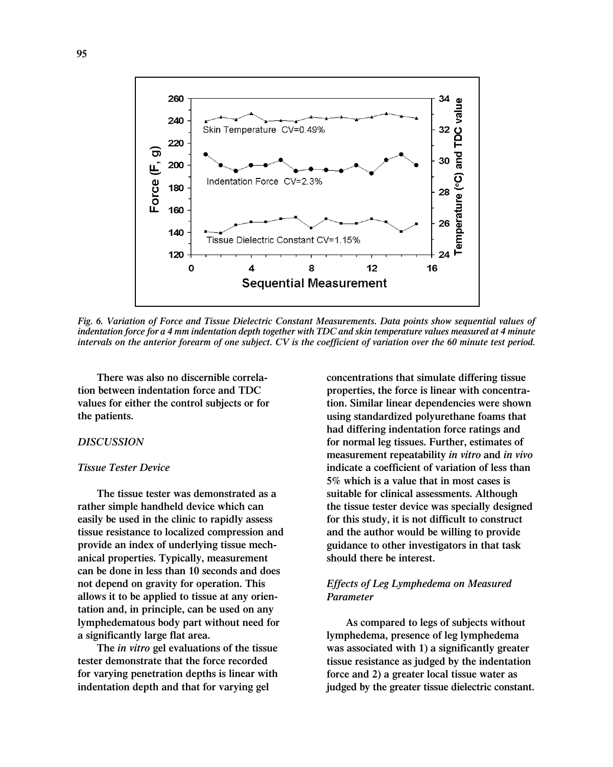Fig. 6. Variation of Force and Tissue Dielectric Constant Measurements. Data points show sequential values of indentation force for a 4 mm indentation depth together with TDC and skin temperature values measured at 4 minute intervals on the anterior forearm of one subject. CV is the coefficient of variation over the 60 minute test period.

There was also no discernible correlation between indentation force and TDC values for either the control subjects or for the patients.

## DISCUSSION

### Tissue Tester Device

The tissue tester was demonstrated as a rather simple handheld device which can easily be used in the clinic to rapidly assess tissue resistance to localized compression and provide an index of underlying tissue mechanical properties. Typically, measurement can be done in less than 10 seconds and does not depend on gravity for operation. This allows it to be applied to tissue at any orientation and, in principle, can be used on any lymphedematous body part without need for a significantly large flat area.

The *in vitro* gel evaluations of the tissue tester demonstrate that the force recorded for varying penetration depths is linear with indentation depth and that for varying gel concentrations that simulate differing tissue properties, the force is linear with concentration. Similar linear dependencies were shown using standardized polyurethane foams that had differing indentation force ratings and for normal leg tissues. Further, estimates of measurement repeatability *in vitro* and *in vivo* indicate a coefficient of variation of less than 5% which is a value that in most cases is suitable for clinical assessments. Although the tissue tester device was specially designed for this study, it is not difficult to construct and the author would be willing to provide guidance to other investigators in that task should there be interest.

### Effects of Leg Lymphedema on Measured Parameter

As compared to legs of subjects without lymphedema, presence of leg lymphedema was associated with 1) a significantly greater tissue resistance as judged by the indentation force and 2) a greater local tissue water as judged by the greater tissue dielectric constant.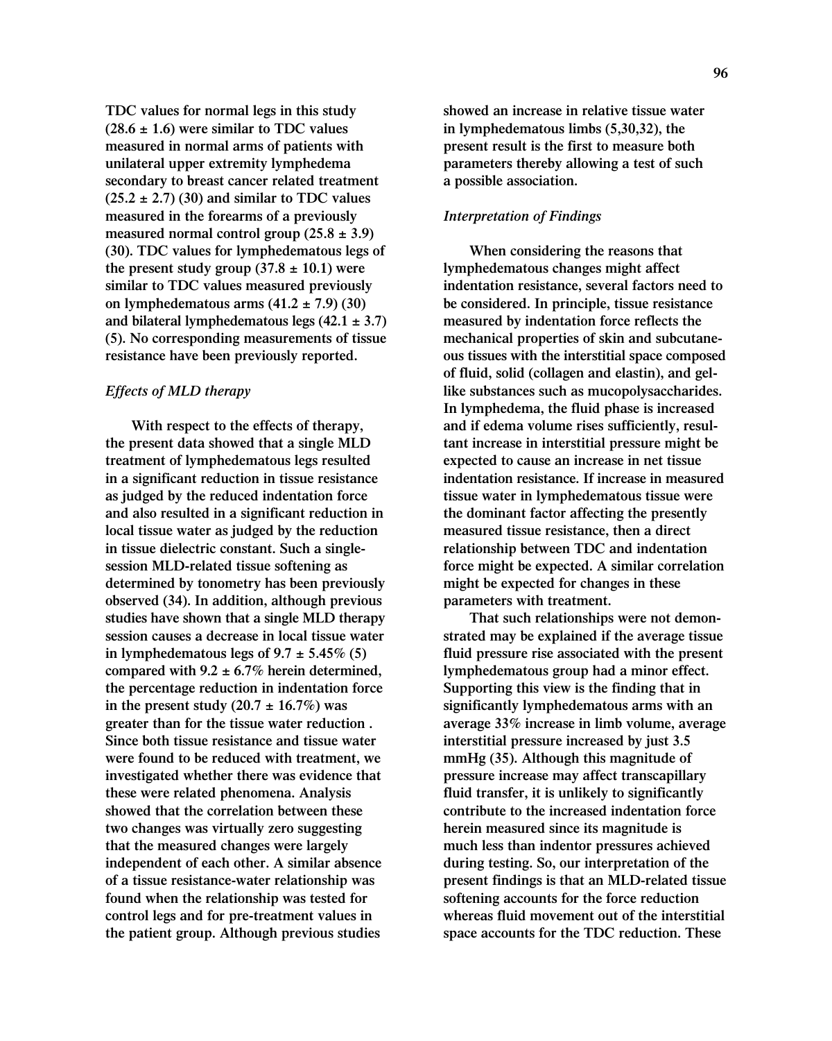TDC values for normal legs in this study (28.6 ± 1.6) were similar to TDC values measured in normal arms of patients with unilateral upper extremity lymphedema secondary to breast cancer related treatment (25.2 ± 2.7) (30) and similar to TDC values measured in the forearms of a previously measured normal control group (25.8 ± 3.9) (30). TDC values for lymphedematous legs of the present study group (37.8 ± 10.1) were similar to TDC values measured previously on lymphedematous arms (41.2 ± 7.9) (30) and bilateral lymphedematous legs (42.1 ± 3.7) (5). No corresponding measurements of tissue resistance have been previously reported.

### *Effects of MLD therapy*

With respect to the effects of therapy, the present data showed that a single MLD treatment of lymphedematous legs resulted in a significant reduction in tissue resistance as judged by the reduced indentation force and also resulted in a significant reduction in local tissue water as judged by the reduction in tissue dielectric constant. Such a single-session MLD-related tissue softening as determined by tonometry has been previously observed (34). In addition, although previous studies have shown that a single MLD therapy session causes a decrease in local tissue water in lymphedematous legs of 9.7 ± 5.45% (5) compared with 9.2 ± 6.7% herein determined, the percentage reduction in indentation force in the present study (20.7 ± 16.7%) was greater than for the tissue water reduction . Since both tissue resistance and tissue water were found to be reduced with treatment, we investigated whether there was evidence that these were related phenomena. Analysis showed that the correlation between these two changes was virtually zero suggesting that the measured changes were largely independent of each other. A similar absence of a tissue resistance-water relationship was found when the relationship was tested for control legs and for pre-treatment values in the patient group. Although previous studies showed an increase in relative tissue water in lymphedematous limbs (5,30,32), the present result is the first to measure both parameters thereby allowing a test of such a possible association.

### *Interpretation of Findings*

When considering the reasons that lymphedematous changes might affect indentation resistance, several factors need to be considered. In principle, tissue resistance measured by indentation force reflects the mechanical properties of skin and subcutaneous tissues with the interstitial space composed of fluid, solid (collagen and elastin), and gel-like substances such as mucopolysaccharides. In lymphedema, the fluid phase is increased and if edema volume rises sufficiently, resultant increase in interstitial pressure might be expected to cause an increase in net tissue indentation resistance. If increase in measured tissue water in lymphedematous tissue were the dominant factor affecting the presently measured tissue resistance, then a direct relationship between TDC and indentation force might be expected. A similar correlation might be expected for changes in these parameters with treatment.

That such relationships were not demonstrated may be explained if the average tissue fluid pressure rise associated with the present lymphedematous group had a minor effect. Supporting this view is the finding that in significantly lymphedematous arms with an average 33% increase in limb volume, average interstitial pressure increased by just 3.5 mmHg (35). Although this magnitude of pressure increase may affect transcapillary fluid transfer, it is unlikely to significantly contribute to the increased indentation force herein measured since its magnitude is much less than indentor pressures achieved during testing. So, our interpretation of the present findings is that an MLD-related tissue softening accounts for the force reduction whereas fluid movement out of the interstitial space accounts for the TDC reduction. These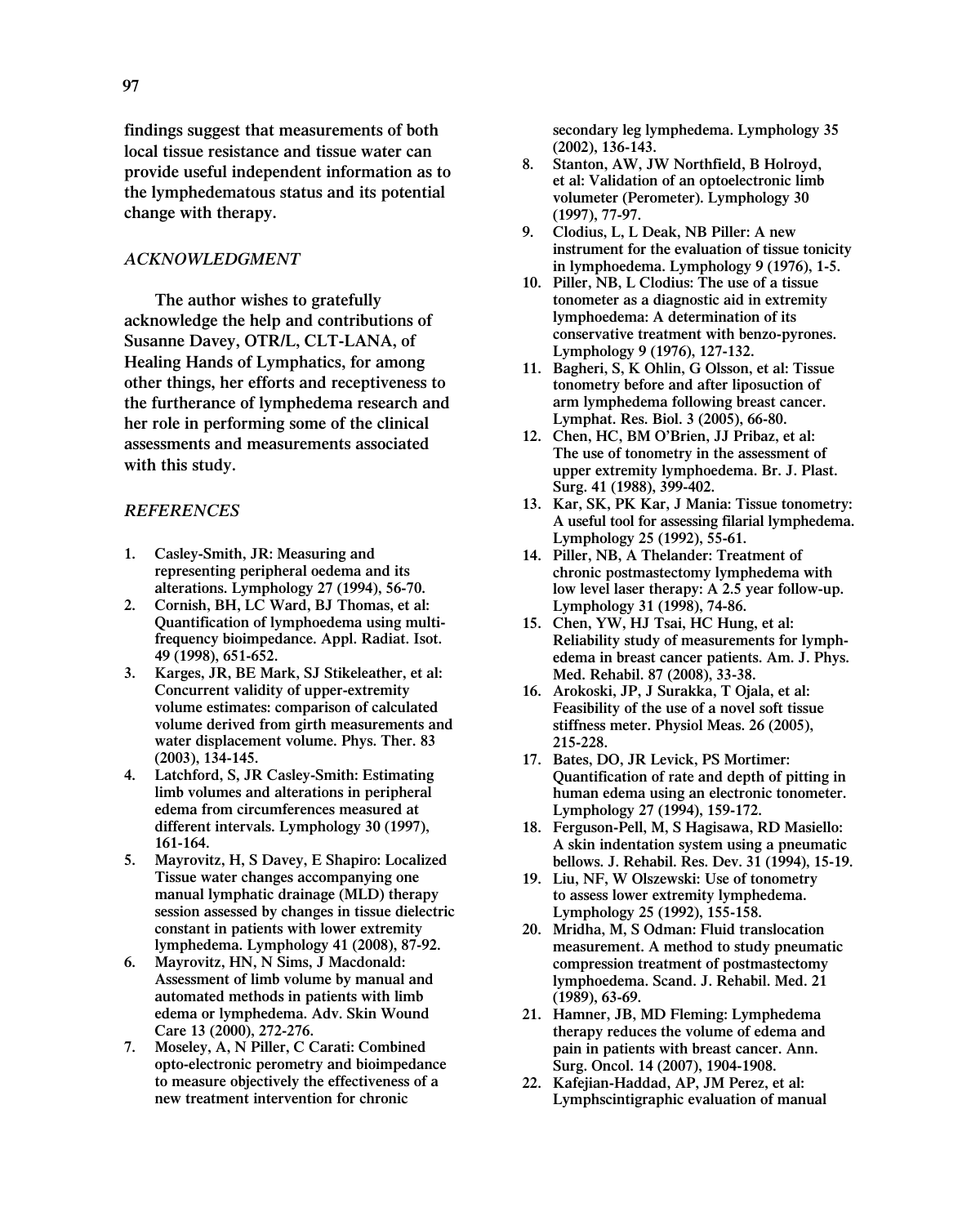findings suggest that measurements of both local tissue resistance and tissue water can provide useful independent information as to the lymphedematous status and its potential change with therapy.

## *ACKNOWLEDGMENT*

The author wishes to gratefully acknowledge the help and contributions of Susanne Davey, OTR/L, CLT-LANA, of Healing Hands of Lymphatics, for among other things, her efforts and receptiveness to the furtherance of lymphedema research and her role in performing some of the clinical assessments and measurements associated with this study.

## *REFERENCES*

1. Casley-Smith, JR: Measuring and representing peripheral oedema and its alterations. Lymphology 27 (1994), 56-70.
2. Cornish, BH, LC Ward, BJ Thomas, et al: Quantification of lymphoedema using multi-frequency bioimpedance. Appl. Radiat. Isot. 49 (1998), 651-652.
3. Karges, JR, BE Mark, SJ Stikeleather, et al: Concurrent validity of upper-extremity volume estimates: comparison of calculated volume derived from girth measurements and water displacement volume. Phys. Ther. 83 (2003), 134-145.
4. Latchford, S, JR Casley-Smith: Estimating limb volumes and alterations in peripheral edema from circumferences measured at different intervals. Lymphology 30 (1997), 161-164.
5. Mayrovitz, H, S Davey, E Shapiro: Localized Tissue water changes accompanying one manual lymphatic drainage (MLD) therapy session assessed by changes in tissue dielectric constant in patients with lower extremity lymphedema. Lymphology 41 (2008), 87-92.
6. Mayrovitz, HN, N Sims, J Macdonald: Assessment of limb volume by manual and automated methods in patients with limb edema or lymphedema. Adv. Skin Wound Care 13 (2000), 272-276.
7. Moseley, A, N Piller, C Carati: Combined opto-electronic perometry and bioimpedance to measure objectively the effectiveness of a new treatment intervention for chronic secondary leg lymphedema. Lymphology 35 (2002), 136-143.
8. Stanton, AW, JW Northfield, B Holroyd, et al: Validation of an optoelectronic limb volumeter (Perometer). Lymphology 30 (1997), 77-97.
9. Clodius, L, L Deak, NB Piller: A new instrument for the evaluation of tissue tonicity in lymphoedema. Lymphology 9 (1976), 1-5.
10. Piller, NB, L Clodius: The use of a tissue tonometer as a diagnostic aid in extremity lymphoedema: A determination of its conservative treatment with benzo-pyrones. Lymphology 9 (1976), 127-132.
11. Bagheri, S, K Ohlin, G Olsson, et al: Tissue tonometry before and after liposuction of arm lymphedema following breast cancer. Lymphat. Res. Biol. 3 (2005), 66-80.
12. Chen, HC, BM O'Brien, JJ Pribaz, et al: The use of tonometry in the assessment of upper extremity lymphoedema. Br. J. Plast. Surg. 41 (1988), 399-402.
13. Kar, SK, PK Kar, J Mania: Tissue tonometry: A useful tool for assessing filarial lymphedema. Lymphology 25 (1992), 55-61.
14. Piller, NB, A Thelander: Treatment of chronic postmastectomy lymphedema with low level laser therapy: A 2.5 year follow-up. Lymphology 31 (1998), 74-86.
15. Chen, YW, HJ Tsai, HC Hung, et al: Reliability study of measurements for lymph-edema in breast cancer patients. Am. J. Phys. Med. Rehabil. 87 (2008), 33-38.
16. Arokoski, JP, J Surakka, T Ojala, et al: Feasibility of the use of a novel soft tissue stiffness meter. Physiol Meas. 26 (2005), 215-228.
17. Bates, DO, JR Levick, PS Mortimer: Quantification of rate and depth of pitting in human edema using an electronic tonometer. Lymphology 27 (1994), 159-172.
18. Ferguson-Pell, M, S Hagisawa, RD Masiello: A skin indentation system using a pneumatic bellows. J. Rehabil. Res. Dev. 31 (1994), 15-19.
19. Liu, NF, W Olszewski: Use of tonometry to assess lower extremity lymphedema. Lymphology 25 (1992), 155-158.
20. Mridha, M, S Odman: Fluid translocation measurement. A method to study pneumatic compression treatment of postmastectomy lymphoedema. Scand. J. Rehabil. Med. 21 (1989), 63-69.
21. Hamner, JB, MD Fleming: Lymphedema therapy reduces the volume of edema and pain in patients with breast cancer. Ann. Surg. Oncol. 14 (2007), 1904-1908.
22. Kafejian-Haddad, AP, JM Perez, et al: Lymphscintigraphic evaluation of manual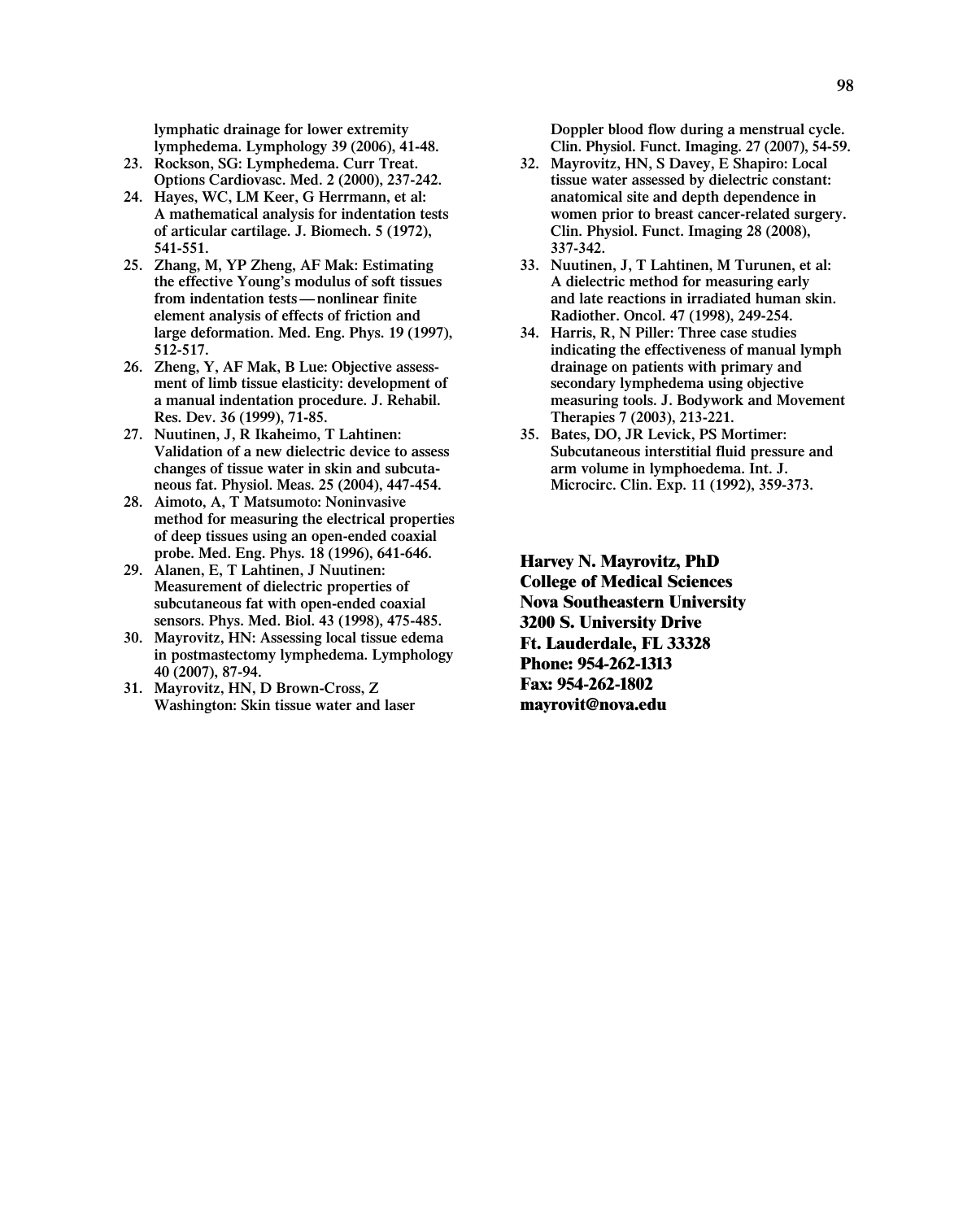lymphatic drainage for lower extremity lymphedema. Lymphology 39 (2006), 41-48.

23. Rockson, SG: Lymphedema. Curr Treat. Options Cardiovasc. Med. 2 (2000), 237-242.
24. Hayes, WC, LM Keer, G Herrmann, et al: A mathematical analysis for indentation tests of articular cartilage. J. Biomech. 5 (1972), 541-551.
25. Zhang, M, YP Zheng, AF Mak: Estimating the effective Young's modulus of soft tissues from indentation tests—nonlinear finite element analysis of effects of friction and large deformation. Med. Eng. Phys. 19 (1997), 512-517.
26. Zheng, Y, AF Mak, B Lue: Objective assessment of limb tissue elasticity: development of a manual indentation procedure. J. Rehabil. Res. Dev. 36 (1999), 71-85.
27. Nuutinen, J, R Ikaheimo, T Lahtinen: Validation of a new dielectric device to assess changes of tissue water in skin and subcutaneous fat. Physiol. Meas. 25 (2004), 447-454.
28. Aimoto, A, T Matsumoto: Noninvasive method for measuring the electrical properties of deep tissues using an open-ended coaxial probe. Med. Eng. Phys. 18 (1996), 641-646.
29. Alanen, E, T Lahtinen, J Nuutinen: Measurement of dielectric properties of subcutaneous fat with open-ended coaxial sensors. Phys. Med. Biol. 43 (1998), 475-485.
30. Mayrovitz, HN: Assessing local tissue edema in postmastectomy lymphedema. Lymphology 40 (2007), 87-94.
31. Mayrovitz, HN, D Brown-Cross, Z Washington: Skin tissue water and laser Doppler blood flow during a menstrual cycle. Clin. Physiol. Funct. Imaging. 27 (2007), 54-59.
32. Mayrovitz, HN, S Davey, E Shapiro: Local tissue water assessed by dielectric constant: anatomical site and depth dependence in women prior to breast cancer-related surgery. Clin. Physiol. Funct. Imaging 28 (2008), 337-342.
33. Nuutinen, J, T Lahtinen, M Turunen, et al: A dielectric method for measuring early and late reactions in irradiated human skin. Radiother. Oncol. 47 (1998), 249-254.
34. Harris, R, N Piller: Three case studies indicating the effectiveness of manual lymph drainage on patients with primary and secondary lymphedema using objective measuring tools. J. Bodywork and Movement Therapies 7 (2003), 213-221.
35. Bates, DO, JR Levick, PS Mortimer: Subcutaneous interstitial fluid pressure and arm volume in lymphoedema. Int. J. Microcirc. Clin. Exp. 11 (1992), 359-373.

**Harvey N. Mayrovitz, PhD**
**College of Medical Sciences**
**Nova Southeastern University**
**3200 S. University Drive**
**Ft. Lauderdale, FL 33328**
**Phone: 954-262-1313**
**Fax: 954-262-1802**
**mayrovit@nova.edu**